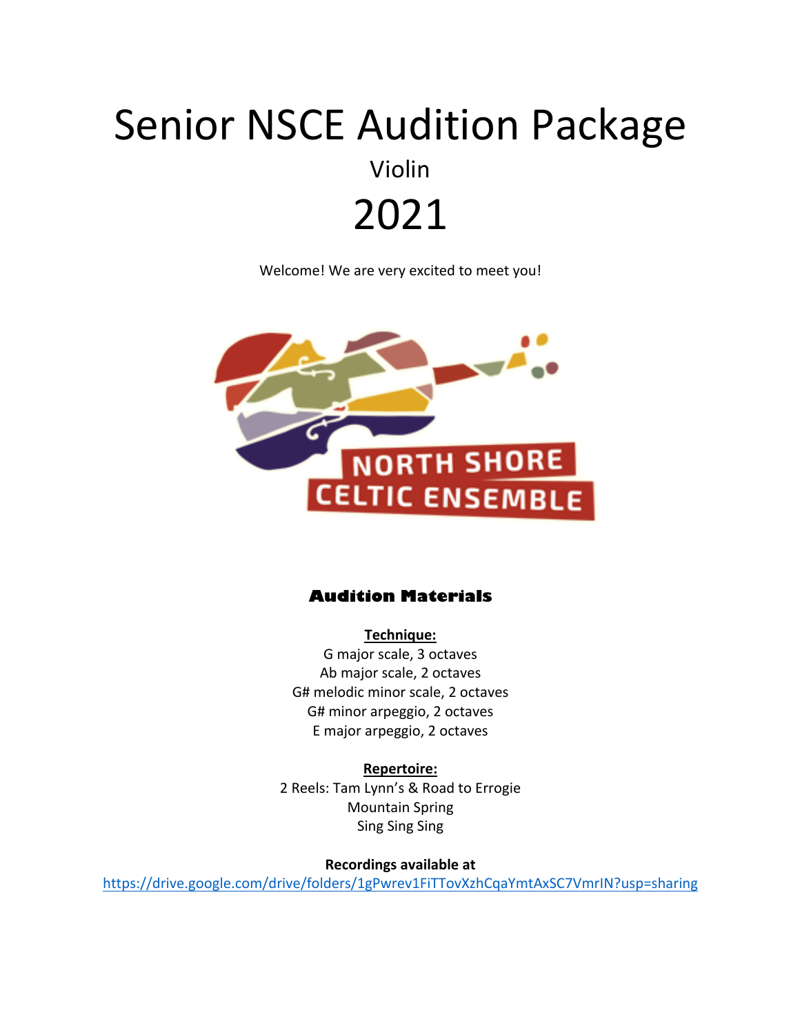# Senior NSCE Audition Package

## Violin

## 2021

Welcome! We are very excited to meet you!

NORTH SHORE CELTIC ENSEMBLE

### Audition Materials

**Technique:**

G major scale, 3 octaves
Ab major scale, 2 octaves
G# melodic minor scale, 2 octaves
G# minor arpeggio, 2 octaves
E major arpeggio, 2 octaves

**Repertoire:**

2 Reels: Tam Lynn's & Road to Errogie
Mountain Spring
Sing Sing Sing

**Recordings available at**
https://drive.google.com/drive/folders/1gPwrev1FiTTovXzhCqaYmtAxSC7VmrIN?usp=sharing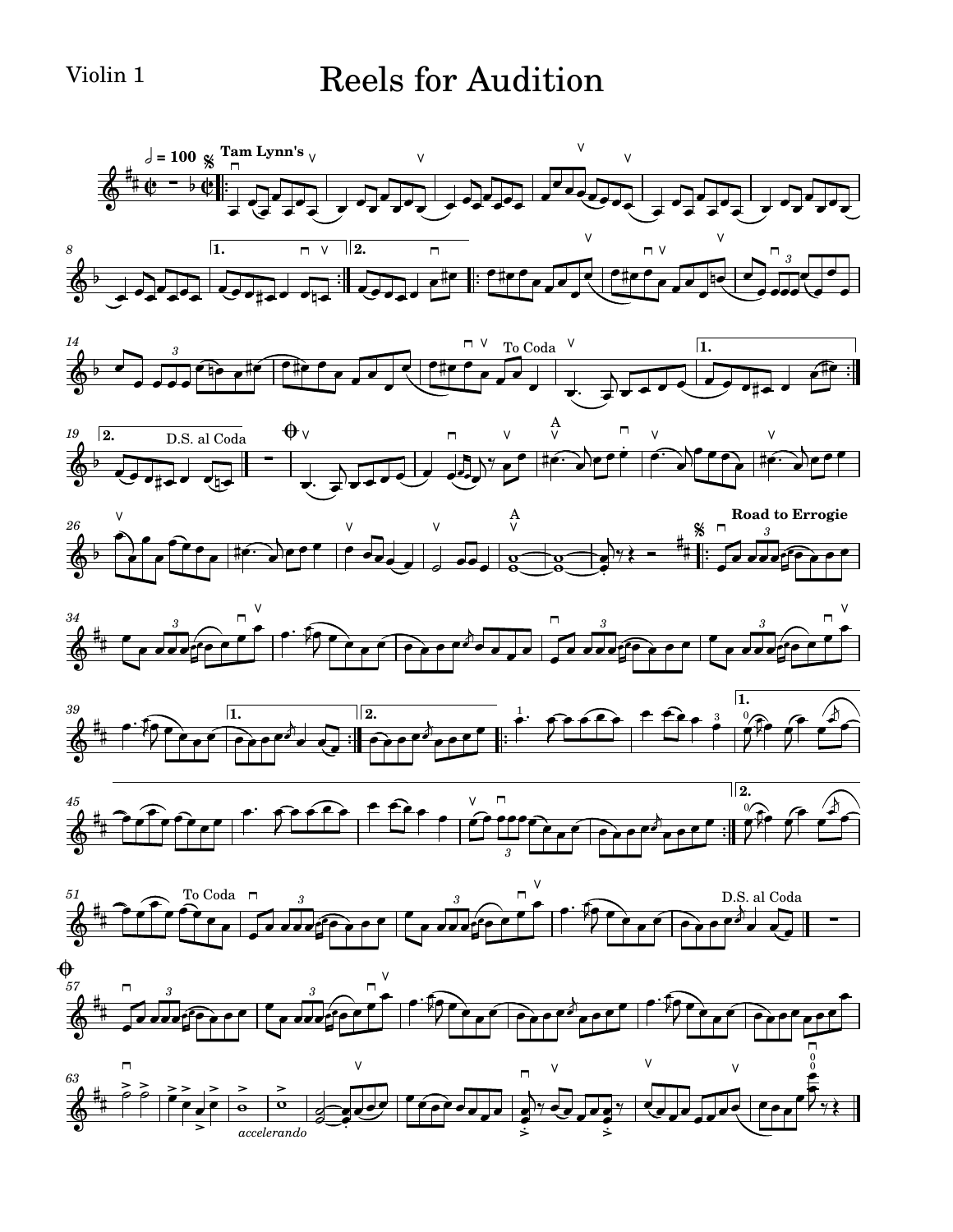Violin 1

# Reels for Audition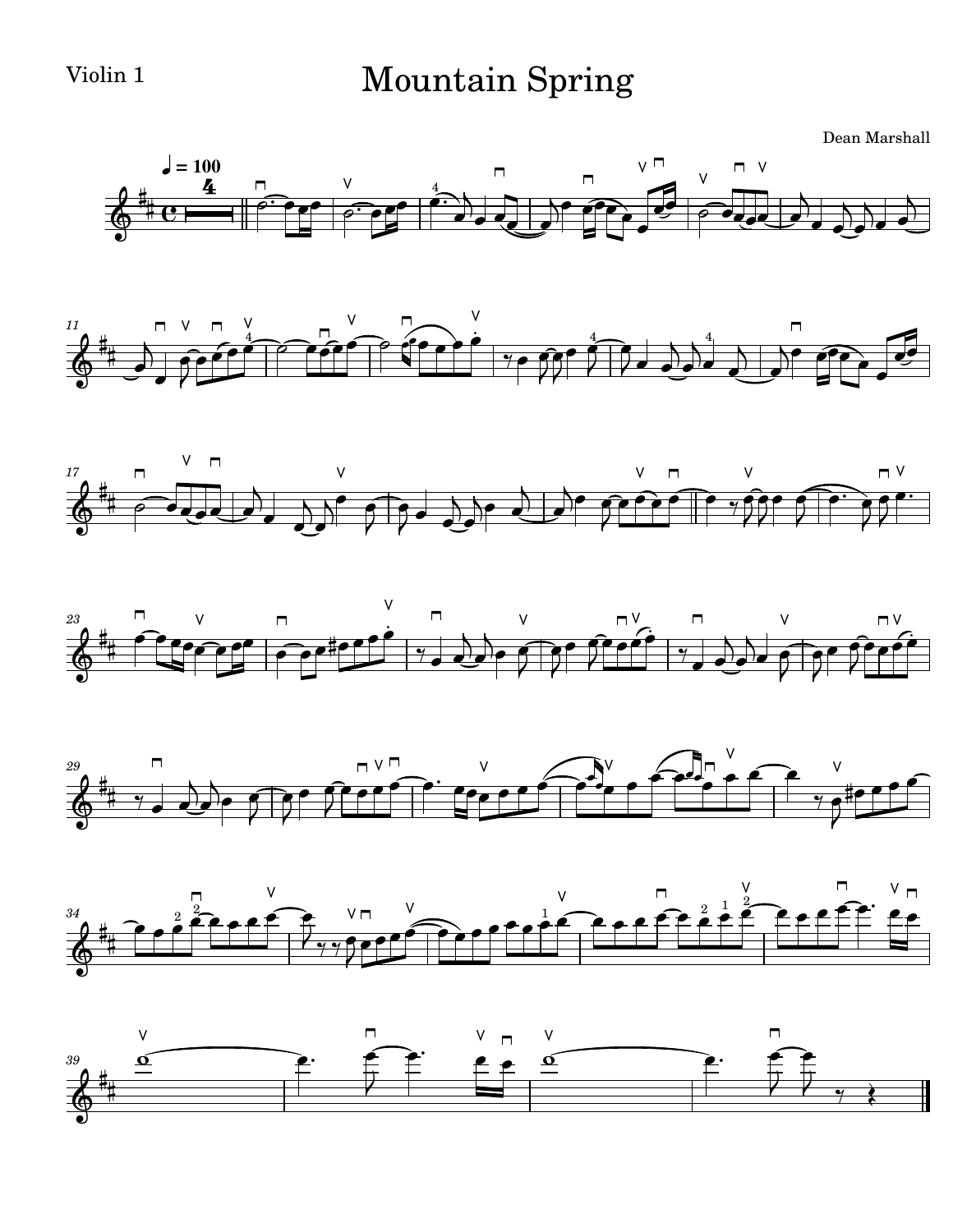Violin 1

# Mountain Spring

Dean Marshall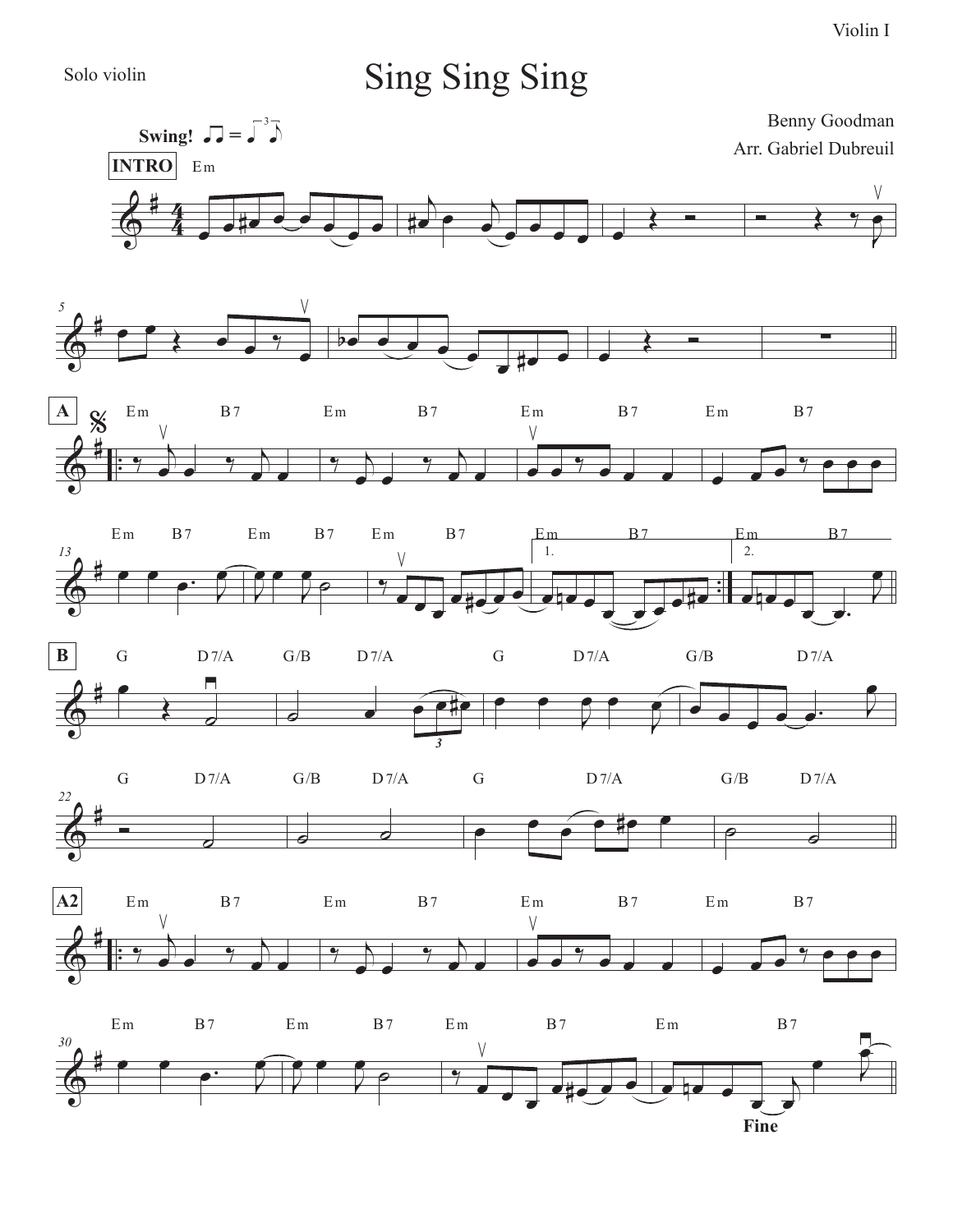Violin I

Solo violin

# Sing Sing Sing

Benny Goodman

Arr. Gabriel Dubreuil

**Swing!**

**INTRO**

**A**

**B**

**A2**

**Fine**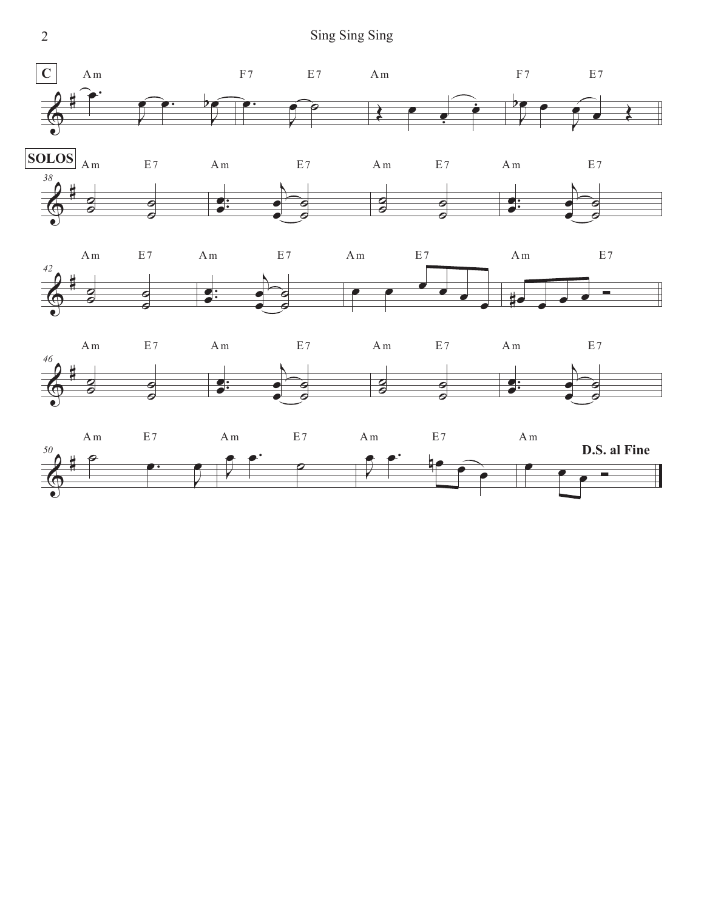**C**

**SOLOS**

**D.S. al Fine**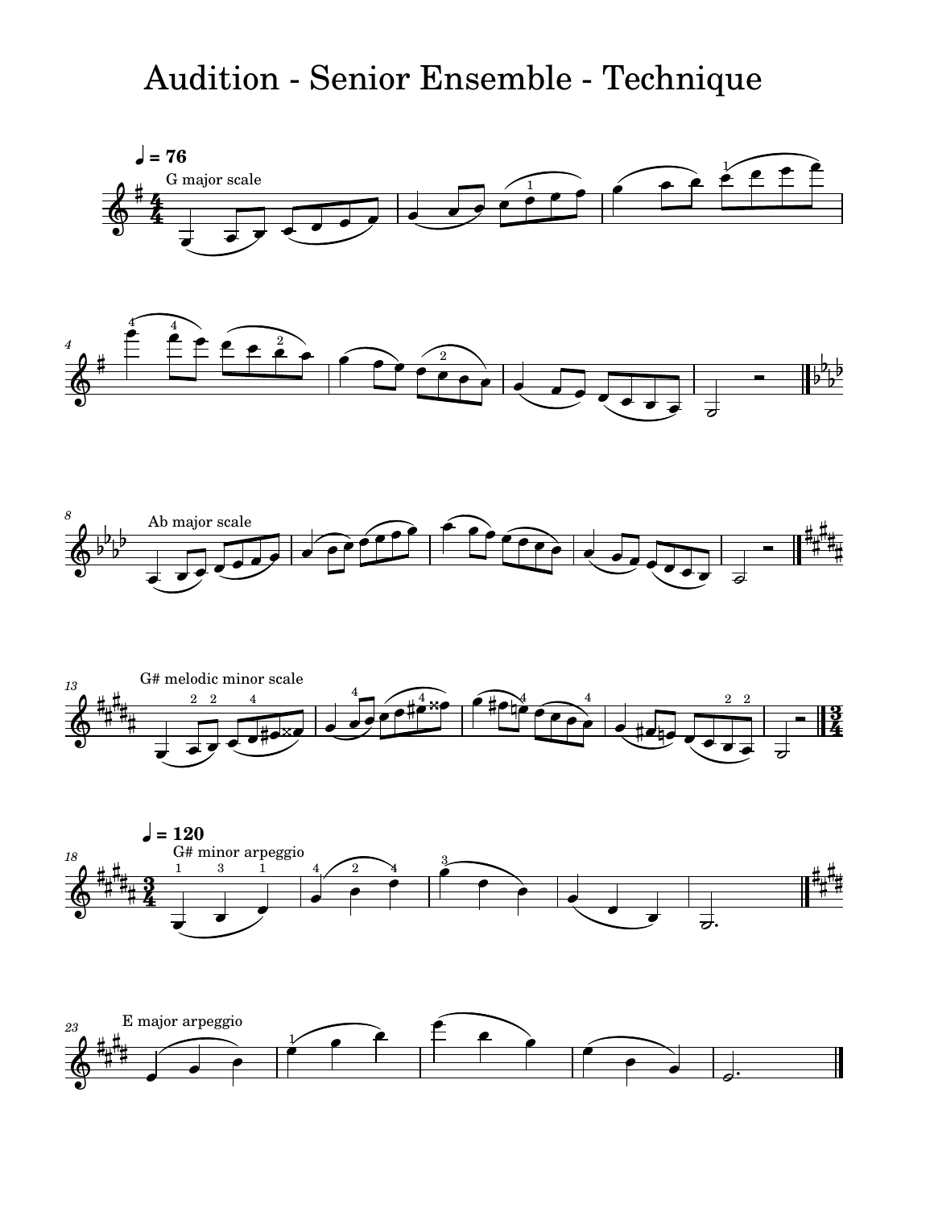# Audition - Senior Ensemble - Technique

♩ = 76

G major scale

Ab major scale

G# melodic minor scale

♩ = 120

G# minor arpeggio

E major arpeggio